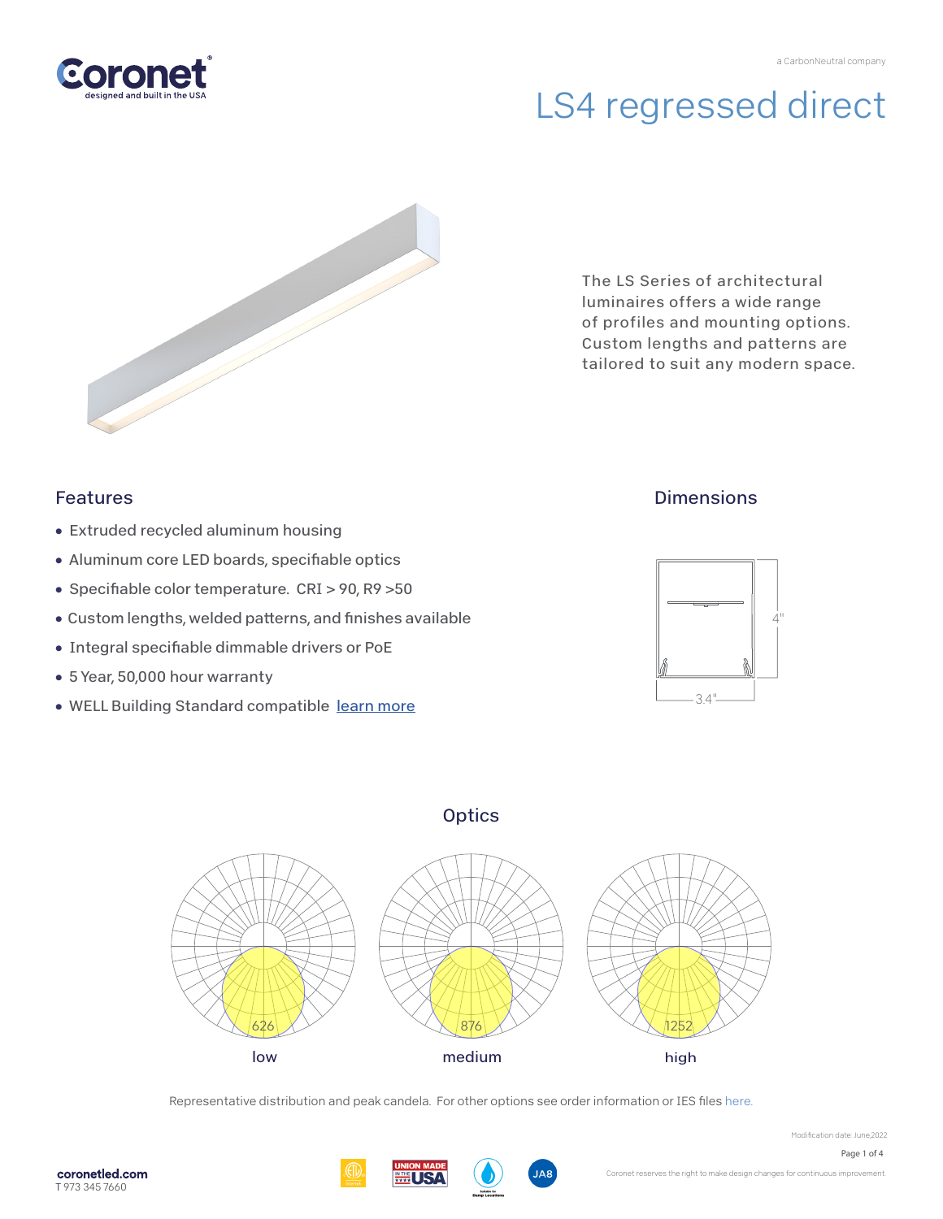Coronet
designed and built in the USA

a CarbonNeutral company

# LS4 regressed direct

The LS Series of architectural luminaires offers a wide range of profiles and mounting options. Custom lengths and patterns are tailored to suit any modern space.

## Features

- Extruded recycled aluminum housing
- Aluminum core LED boards, specifiable optics
- Specifiable color temperature. CRI > 90, R9 >50
- Custom lengths, welded patterns, and finishes available
- Integral specifiable dimmable drivers or PoE
- 5 Year, 50,000 hour warranty
- WELL Building Standard compatible learn more

## Dimensions

4"

3.4"

## Optics

626

low

876

medium

1252

high

Representative distribution and peak candela. For other options see order information or IES files here.

Modification date: June,2022

coronetled.com
T 973 345 7660

Coronet reserves the right to make design changes for continuous improvement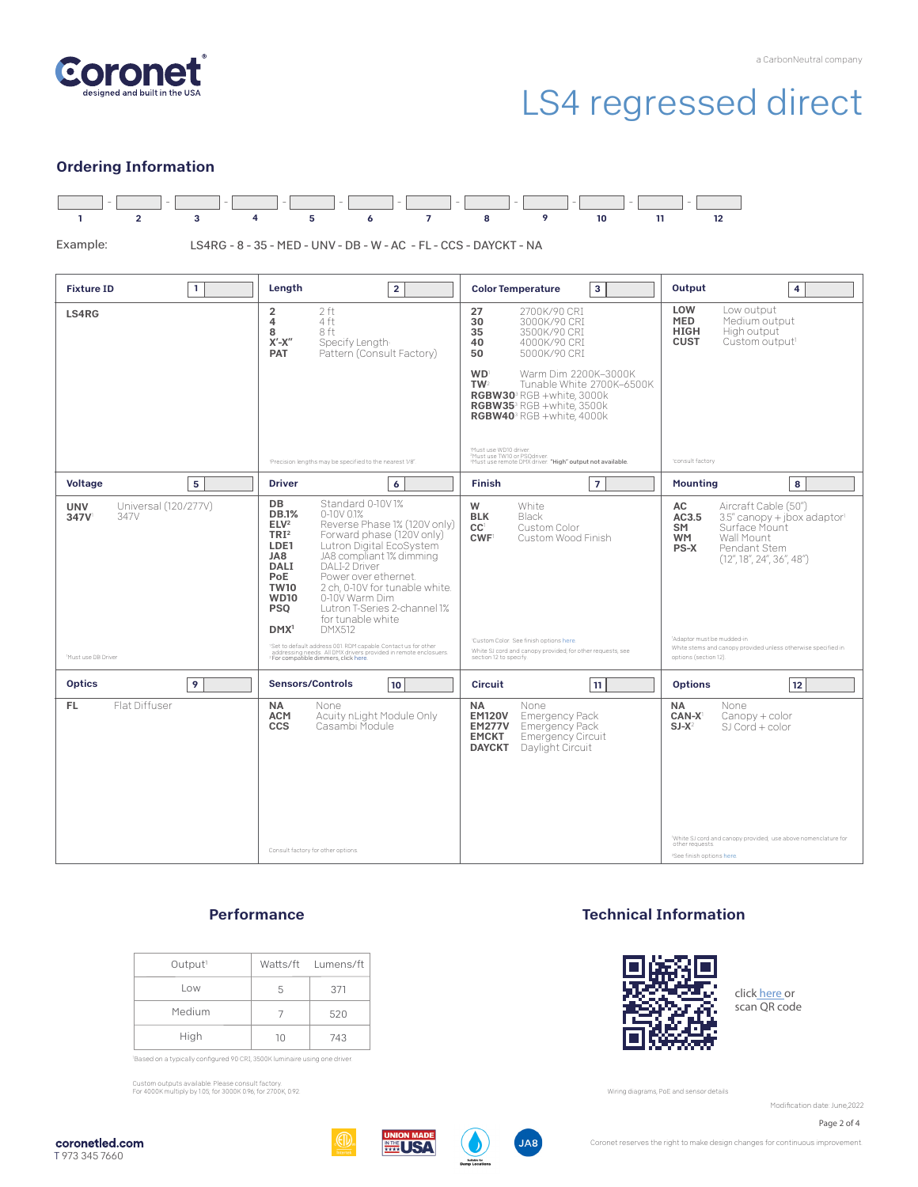Coronet
designed and built in the USA

a CarbonNeutral company

# LS4 regressed direct

## Ordering Information

| 1 | 2 | 3 | 4 | 5 | 6 | 7 | 8 | 9 | 10 | 11 | 12 |
|---|---|---|---|---|---|---|---|---|---|---|---|

Example: LS4RG - 8 - 35 - MED - UNV - DB - W - AC - FL - CCS - DAYCKT - NA

### Fixture ID [1]

**LS4RG**

### Length [2]

- **2** 2 ft
- **4** 4 ft
- **8** 8 ft
- **X'-X"** Specify Length[1]
- **PAT** Pattern (Consult Factory)

[1]Precision lengths may be specified to the nearest 1/8"

### Color Temperature [3]

- **27** 2700K/90 CRI
- **30** 3000K/90 CRI
- **35** 3500K/90 CRI
- **40** 4000K/90 CRI
- **50** 5000K/90 CRI

- **WD**[1] Warm Dim 2200K–3000K
- **TW**[2] Tunable White 2700K–6500K
- **RGBW30**[3] RGB +white, 3000k
- **RGBW35**[3] RGB +white, 3500k
- **RGBW40**[3] RGB +white, 4000k

[1]Must use WD10 driver
[2]Must use TW10 or PSQdriver
[3]Must use remote DMX driver. "High" output not available.

### Output [4]

- **LOW** Low output
- **MED** Medium output
- **HIGH** High output
- **CUST** Custom output[1]

[1]consult factory

### Voltage [5]

- **UNV** Universal (120/277V)
- **347V**[1] 347V

[1]Must use DB Driver

### Driver [6]

- **DB** Standard 0-10V 1%
- **DB.1%** 0-10V 0.1%
- **ELV**[2] Reverse Phase 1% (120V only)
- **TRI**[2] Forward phase (120V only)
- **LDE1** Lutron Digital EcoSystem
- **JA8** JA8 compliant 1% dimming
- **DALI** DALI-2 Driver
- **PoE** Power over ethernet
- **TW10** 2 ch, 0-10V for tunable white
- **WD10** 0-10V Warm Dim
- **PSQ** Lutron T-Series 2-channel 1% for tunable white
- **DMX**[1] DMX512

[1]Set to default address 001. RDM capable. Contact us for other addressing needs. All DMX drivers provided in remote enclosures.
[2]For compatible dimmers, click here

### Finish [7]

- **W** White
- **BLK** Black
- **CC**[1] Custom Color
- **CWF**[1] Custom Wood Finish

[1]Custom Color. See finish options here.
White SJ cord and canopy provided; for other requests, see section 12 to specify

### Mounting [8]

- **AC** Aircraft Cable (50")
- **AC3.5** 3.5" canopy + jbox adaptor[1]
- **SM** Surface Mount
- **WM** Wall Mount
- **PS-X** Pendant Stem (12", 18", 24", 36", 48")

[1]Adaptor must be mudded-in
White stems and canopy provided unless otherwise specified in options (section 12).

### Optics [9]

- **FL** Flat Diffuser

### Sensors/Controls [10]

- **NA** None
- **ACM** Acuity nLight Module Only
- **CCS** Casambi Module

Consult factory for other options

### Circuit [11]

- **NA** None
- **EM120V** Emergency Pack
- **EM277V** Emergency Pack
- **EMCKT** Emergency Circuit
- **DAYCKT** Daylight Circuit

### Options [12]

- **NA** None
- **CAN-X**[1] Canopy + color
- **SJ-X**[2] SJ Cord + color

[1]White SJ cord and canopy provided, use above nomenclature for other requests.
[2]See finish options here.

## Performance

| Output[1] | Watts/ft | Lumens/ft |
|---|---|---|
| Low | 5 | 371 |
| Medium | 7 | 520 |
| High | 10 | 743 |

[1]Based on a typically configured 90 CRI, 3500K luminaire using one driver

Custom outputs available. Please consult factory.
For 4000K multiply by 1.05, for 3000K 0.96, for 2700K 0.92.

## Technical Information

click here or scan QR code

Wiring diagrams, PoE and sensor details

Modification date: June,2022

coronetled.com
T 973 345 7660

Coronet reserves the right to make design changes for continuous improvement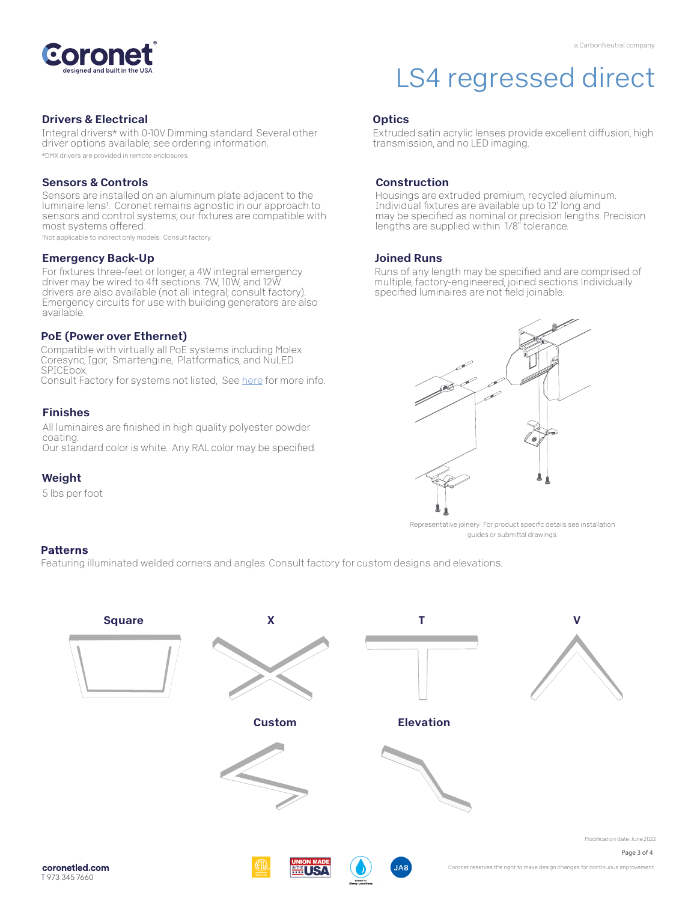# LS4 regressed direct

a CarbonNeutral company

## Drivers & Electrical

Integral drivers* with 0-10V Dimming standard. Several other driver options available; see ordering information.

*DMX drivers are provided in remote enclosures.

## Sensors & Controls

Sensors are installed on an aluminum plate adjacent to the luminaire lens[1]. Coronet remains agnostic in our approach to sensors and control systems; our fixtures are compatible with most systems offered.

[1]Not applicable to indirect only models. Consult factory.

## Emergency Back-Up

For fixtures three-feet or longer, a 4W integral emergency driver may be wired to 4ft sections. 7W, 10W, and 12W drivers are also available (not all integral; consult factory). Emergency circuits for use with building generators are also available.

## PoE (Power over Ethernet)

Compatible with virtually all PoE systems including Molex Coresync, Igor, Smartengine, Platformatics, and NuLED SPICEbox.
Consult Factory for systems not listed, See here for more info.

## Finishes

All luminaires are finished in high quality polyester powder coating.
Our standard color is white. Any RAL color may be specified.

## Weight

5 lbs per foot

## Optics

Extruded satin acrylic lenses provide excellent diffusion, high transmission, and no LED imaging.

## Construction

Housings are extruded premium, recycled aluminum. Individual fixtures are available up to 12' long and may be specified as nominal or precision lengths. Precision lengths are supplied within 1/8" tolerance.

## Joined Runs

Runs of any length may be specified and are comprised of multiple, factory-engineered, joined sections. Individually specified luminaires are not field joinable.

Representative joinery. For product specific details see installation guides or submittal drawings.

## Patterns

Featuring illuminated welded corners and angles. Consult factory for custom designs and elevations.

Square

X

T

V

Custom

Elevation

Modification date: June,2022

coronetled.com
T 973 345 7660

Coronet reserves the right to make design changes for continuous improvement.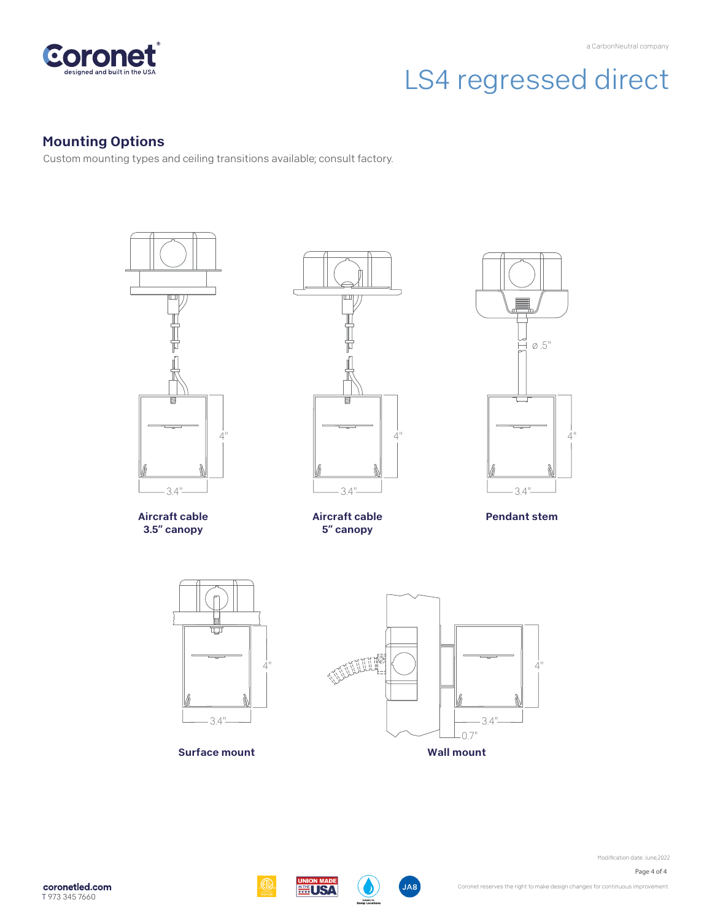# LS4 regressed direct

## Mounting Options

Custom mounting types and ceiling transitions available; consult factory.

4"

3.4"

**Aircraft cable 3.5" canopy**

4"

3.4"

**Aircraft cable 5" canopy**

ø .5"

4"

3.4"

**Pendant stem**

4"

3.4"

**Surface mount**

4"

3.4"

0.7"

**Wall mount**

Modification date: June,2022

Coronet reserves the right to make design changes for continuous improvement

coronetled.com
T 973 345 7660